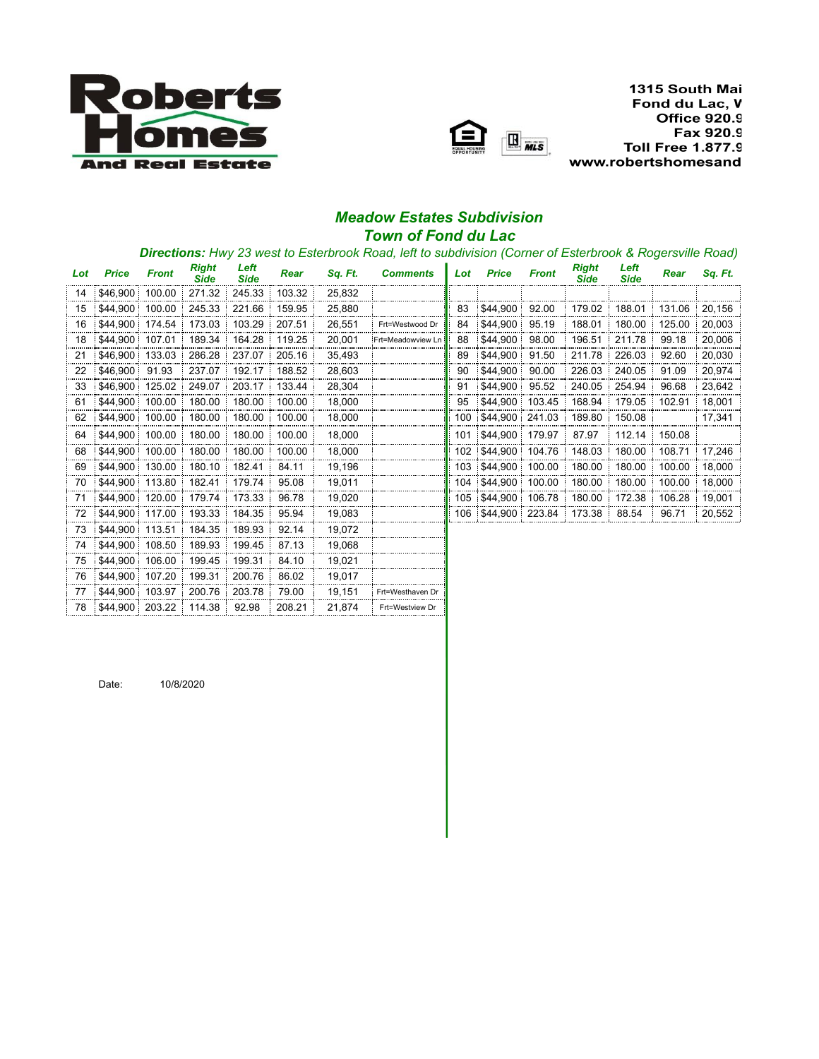**Roberts Homes And Real Estate**

1315 South Mai
Fond du Lac, V
Office 920.9
Fax 920.9
Toll Free 1.877.9
www.robertshomesand

## *Meadow Estates Subdivision*
## *Town of Fond du Lac*

***Directions:*** *Hwy 23 west to Esterbrook Road, left to subdivision (Corner of Esterbrook & Rogersville Road)*

| Lot | Price | Front | Right Side | Left Side | Rear | Sq. Ft. | Comments |
|---|---|---|---|---|---|---|---|
| 14 | $46,900 | 100.00 | 271.32 | 245.33 | 103.32 | 25,832 | |
| 15 | $44,900 | 100.00 | 245.33 | 221.66 | 159.95 | 25,880 | |
| 16 | $44,900 | 174.54 | 173.03 | 103.29 | 207.51 | 26,551 | Frt=Westwood Dr |
| 18 | $44,900 | 107.01 | 189.34 | 164.28 | 119.25 | 20,001 | Frt=Meadowview Ln |
| 21 | $46,900 | 133.03 | 286.28 | 237.07 | 205.16 | 35,493 | |
| 22 | $46,900 | 91.93 | 237.07 | 192.17 | 188.52 | 28,603 | |
| 33 | $46,900 | 125.02 | 249.07 | 203.17 | 133.44 | 28,304 | |
| 61 | $44,900 | 100.00 | 180.00 | 180.00 | 100.00 | 18,000 | |
| 62 | $44,900 | 100.00 | 180.00 | 180.00 | 100.00 | 18,000 | |
| 64 | $44,900 | 100.00 | 180.00 | 180.00 | 100.00 | 18,000 | |
| 68 | $44,900 | 100.00 | 180.00 | 180.00 | 100.00 | 18,000 | |
| 69 | $44,900 | 130.00 | 180.10 | 182.41 | 84.11 | 19,196 | |
| 70 | $44,900 | 113.80 | 182.41 | 179.74 | 95.08 | 19,011 | |
| 71 | $44,900 | 120.00 | 179.74 | 173.33 | 96.78 | 19,020 | |
| 72 | $44,900 | 117.00 | 193.33 | 184.35 | 95.94 | 19,083 | |
| 73 | $44,900 | 113.51 | 184.35 | 189.93 | 92.14 | 19,072 | |
| 74 | $44,900 | 108.50 | 189.93 | 199.45 | 87.13 | 19,068 | |
| 75 | $44,900 | 106.00 | 199.45 | 199.31 | 84.10 | 19,021 | |
| 76 | $44,900 | 107.20 | 199.31 | 200.76 | 86.02 | 19,017 | |
| 77 | $44,900 | 103.97 | 200.76 | 203.78 | 79.00 | 19,151 | Frt=Westhaven Dr |
| 78 | $44,900 | 203.22 | 114.38 | 92.98 | 208.21 | 21,874 | Frt=Westview Dr |

| Lot | Price | Front | Right Side | Left Side | Rear | Sq. Ft. |
|---|---|---|---|---|---|---|
| 83 | $44,900 | 92.00 | 179.02 | 188.01 | 131.06 | 20,156 |
| 84 | $44,900 | 95.19 | 188.01 | 180.00 | 125.00 | 20,003 |
| 88 | $44,900 | 98.00 | 196.51 | 211.78 | 99.18 | 20,006 |
| 89 | $44,900 | 91.50 | 211.78 | 226.03 | 92.60 | 20,030 |
| 90 | $44,900 | 90.00 | 226.03 | 240.05 | 91.09 | 20,974 |
| 91 | $44,900 | 95.52 | 240.05 | 254.94 | 96.68 | 23,642 |
| 95 | $44,900 | 103.45 | 168.94 | 179.05 | 102.91 | 18,001 |
| 100 | $44,900 | 241.03 | 189.80 | 150.08 | | 17,341 |
| 101 | $44,900 | 179.97 | 87.97 | 112.14 | 150.08 | |
| 102 | $44,900 | 104.76 | 148.03 | 180.00 | 108.71 | 17,246 |
| 103 | $44,900 | 100.00 | 180.00 | 180.00 | 100.00 | 18,000 |
| 104 | $44,900 | 100.00 | 180.00 | 180.00 | 100.00 | 18,000 |
| 105 | $44,900 | 106.78 | 180.00 | 172.38 | 106.28 | 19,001 |
| 106 | $44,900 | 223.84 | 173.38 | 88.54 | 96.71 | 20,552 |

Date: 10/8/2020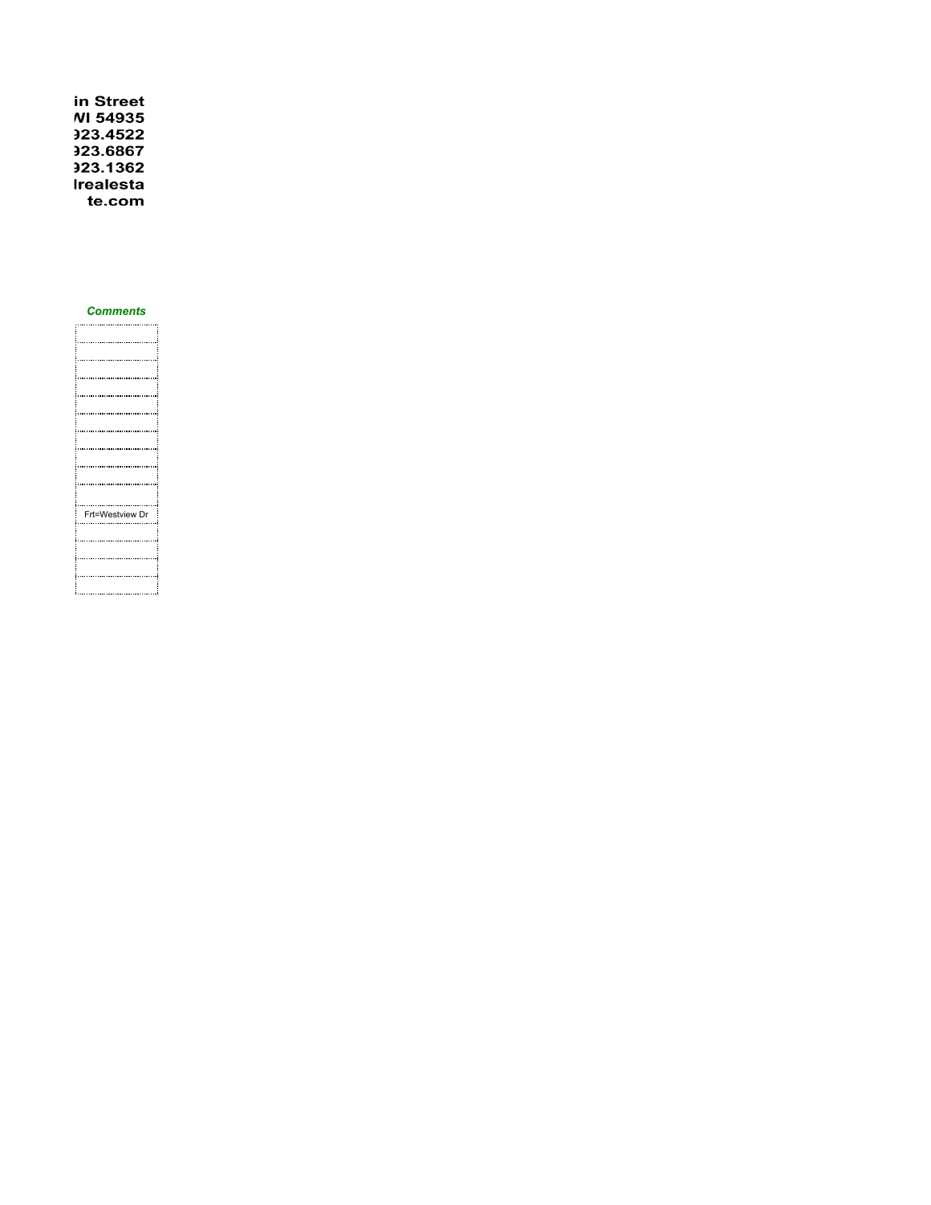in Street
WI 54935
923.4522
923.6867
923.1362
lrealesta
te.com

| *Comments* |
|---|
| |
| |
| |
| |
| |
| |
| |
| |
| |
| |
| Frt=Westview Dr |
| |
| |
| |
| |